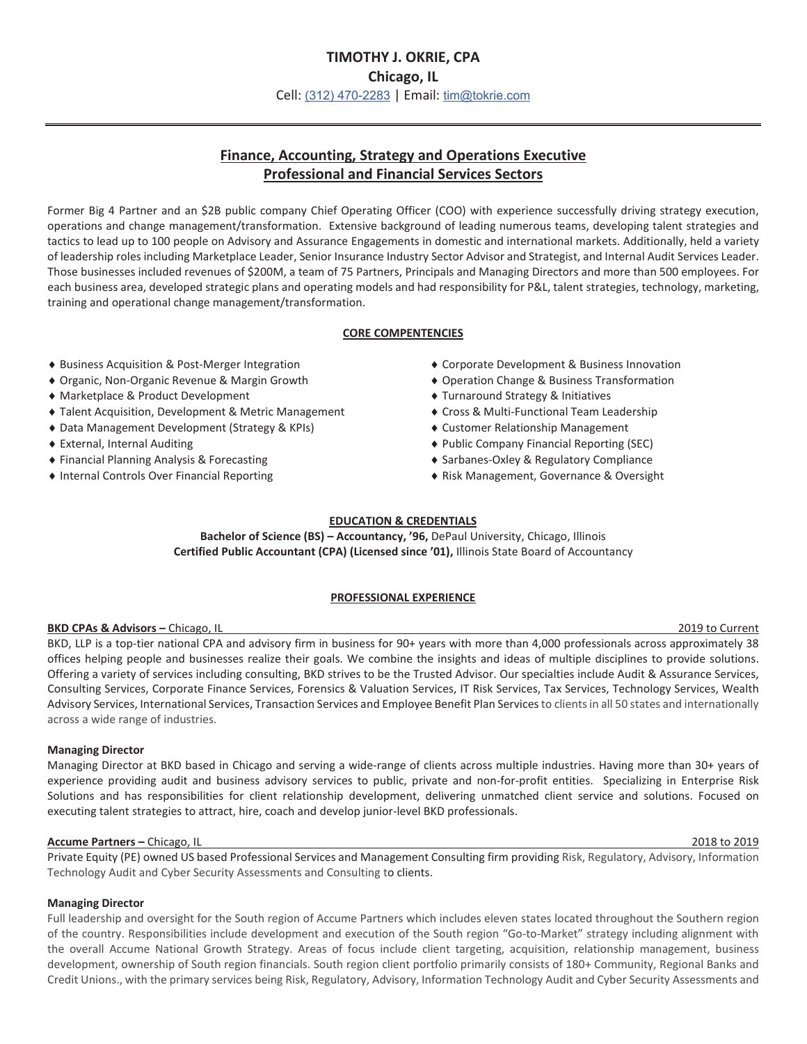# TIMOTHY J. OKRIE, CPA

**Chicago, IL**

Cell: (312) 470-2283 | Email: tim@tokrie.com

---

## Finance, Accounting, Strategy and Operations Executive
## Professional and Financial Services Sectors

Former Big 4 Partner and an $2B public company Chief Operating Officer (COO) with experience successfully driving strategy execution, operations and change management/transformation. Extensive background of leading numerous teams, developing talent strategies and tactics to lead up to 100 people on Advisory and Assurance Engagements in domestic and international markets. Additionally, held a variety of leadership roles including Marketplace Leader, Senior Insurance Industry Sector Advisor and Strategist, and Internal Audit Services Leader. Those businesses included revenues of $200M, a team of 75 Partners, Principals and Managing Directors and more than 500 employees. For each business area, developed strategic plans and operating models and had responsibility for P&L, talent strategies, technology, marketing, training and operational change management/transformation.

### CORE COMPENTENCIES

- ♦ Business Acquisition & Post-Merger Integration
- ♦ Organic, Non-Organic Revenue & Margin Growth
- ♦ Marketplace & Product Development
- ♦ Talent Acquisition, Development & Metric Management
- ♦ Data Management Development (Strategy & KPIs)
- ♦ External, Internal Auditing
- ♦ Financial Planning Analysis & Forecasting
- ♦ Internal Controls Over Financial Reporting
- ♦ Corporate Development & Business Innovation
- ♦ Operation Change & Business Transformation
- ♦ Turnaround Strategy & Initiatives
- ♦ Cross & Multi-Functional Team Leadership
- ♦ Customer Relationship Management
- ♦ Public Company Financial Reporting (SEC)
- ♦ Sarbanes-Oxley & Regulatory Compliance
- ♦ Risk Management, Governance & Oversight

### EDUCATION & CREDENTIALS

**Bachelor of Science (BS) – Accountancy, '96,** DePaul University, Chicago, Illinois
**Certified Public Accountant (CPA) (Licensed since '01),** Illinois State Board of Accountancy

### PROFESSIONAL EXPERIENCE

**BKD CPAs & Advisors –** Chicago, IL — 2019 to Current

BKD, LLP is a top-tier national CPA and advisory firm in business for 90+ years with more than 4,000 professionals across approximately 38 offices helping people and businesses realize their goals. We combine the insights and ideas of multiple disciplines to provide solutions. Offering a variety of services including consulting, BKD strives to be the Trusted Advisor. Our specialties include Audit & Assurance Services, Consulting Services, Corporate Finance Services, Forensics & Valuation Services, IT Risk Services, Tax Services, Technology Services, Wealth Advisory Services, International Services, Transaction Services and Employee Benefit Plan Services to clients in all 50 states and internationally across a wide range of industries.

**Managing Director**

Managing Director at BKD based in Chicago and serving a wide-range of clients across multiple industries. Having more than 30+ years of experience providing audit and business advisory services to public, private and non-for-profit entities. Specializing in Enterprise Risk Solutions and has responsibilities for client relationship development, delivering unmatched client service and solutions. Focused on executing talent strategies to attract, hire, coach and develop junior-level BKD professionals.

**Accume Partners –** Chicago, IL — 2018 to 2019

Private Equity (PE) owned US based Professional Services and Management Consulting firm providing Risk, Regulatory, Advisory, Information Technology Audit and Cyber Security Assessments and Consulting to clients.

**Managing Director**

Full leadership and oversight for the South region of Accume Partners which includes eleven states located throughout the Southern region of the country. Responsibilities include development and execution of the South region "Go-to-Market" strategy including alignment with the overall Accume National Growth Strategy. Areas of focus include client targeting, acquisition, relationship management, business development, ownership of South region financials. South region client portfolio primarily consists of 180+ Community, Regional Banks and Credit Unions., with the primary services being Risk, Regulatory, Advisory, Information Technology Audit and Cyber Security Assessments and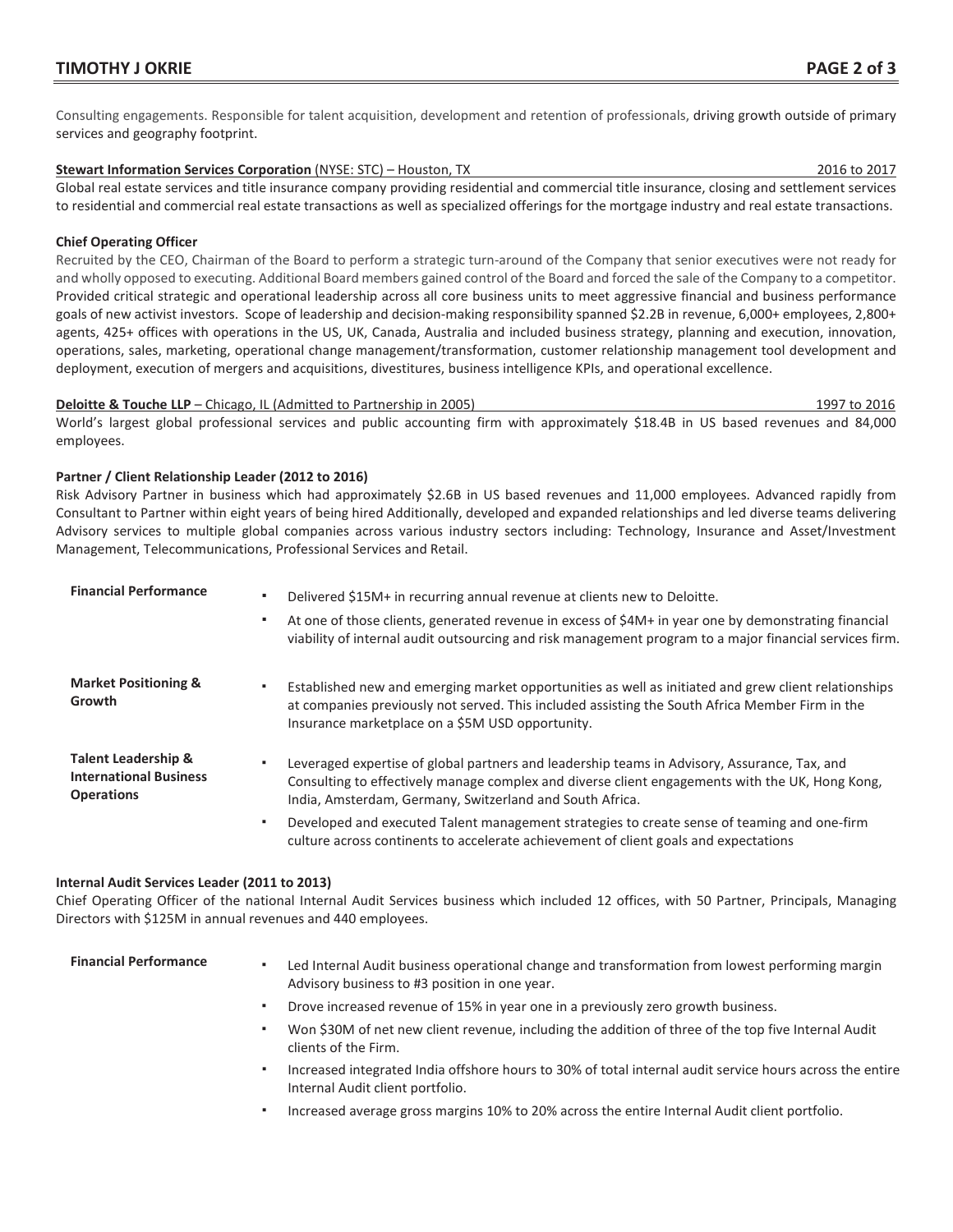Consulting engagements. Responsible for talent acquisition, development and retention of professionals, driving growth outside of primary services and geography footprint.

**Stewart Information Services Corporation** (NYSE: STC) – Houston, TX 2016 to 2017

Global real estate services and title insurance company providing residential and commercial title insurance, closing and settlement services to residential and commercial real estate transactions as well as specialized offerings for the mortgage industry and real estate transactions.

**Chief Operating Officer**

Recruited by the CEO, Chairman of the Board to perform a strategic turn-around of the Company that senior executives were not ready for and wholly opposed to executing. Additional Board members gained control of the Board and forced the sale of the Company to a competitor. Provided critical strategic and operational leadership across all core business units to meet aggressive financial and business performance goals of new activist investors. Scope of leadership and decision-making responsibility spanned $2.2B in revenue, 6,000+ employees, 2,800+ agents, 425+ offices with operations in the US, UK, Canada, Australia and included business strategy, planning and execution, innovation, operations, sales, marketing, operational change management/transformation, customer relationship management tool development and deployment, execution of mergers and acquisitions, divestitures, business intelligence KPIs, and operational excellence.

**Deloitte & Touche LLP** – Chicago, IL (Admitted to Partnership in 2005) 1997 to 2016

World's largest global professional services and public accounting firm with approximately $18.4B in US based revenues and 84,000 employees.

**Partner / Client Relationship Leader (2012 to 2016)**

Risk Advisory Partner in business which had approximately $2.6B in US based revenues and 11,000 employees. Advanced rapidly from Consultant to Partner within eight years of being hired Additionally, developed and expanded relationships and led diverse teams delivering Advisory services to multiple global companies across various industry sectors including: Technology, Insurance and Asset/Investment Management, Telecommunications, Professional Services and Retail.

**Financial Performance**

- Delivered $15M+ in recurring annual revenue at clients new to Deloitte.
- At one of those clients, generated revenue in excess of $4M+ in year one by demonstrating financial viability of internal audit outsourcing and risk management program to a major financial services firm.

**Market Positioning & Growth**

- Established new and emerging market opportunities as well as initiated and grew client relationships at companies previously not served. This included assisting the South Africa Member Firm in the Insurance marketplace on a $5M USD opportunity.

**Talent Leadership & International Business Operations**

- Leveraged expertise of global partners and leadership teams in Advisory, Assurance, Tax, and Consulting to effectively manage complex and diverse client engagements with the UK, Hong Kong, India, Amsterdam, Germany, Switzerland and South Africa.
- Developed and executed Talent management strategies to create sense of teaming and one-firm culture across continents to accelerate achievement of client goals and expectations

**Internal Audit Services Leader (2011 to 2013)**

Chief Operating Officer of the national Internal Audit Services business which included 12 offices, with 50 Partner, Principals, Managing Directors with $125M in annual revenues and 440 employees.

**Financial Performance**

- Led Internal Audit business operational change and transformation from lowest performing margin Advisory business to #3 position in one year.
- Drove increased revenue of 15% in year one in a previously zero growth business.
- Won $30M of net new client revenue, including the addition of three of the top five Internal Audit clients of the Firm.
- Increased integrated India offshore hours to 30% of total internal audit service hours across the entire Internal Audit client portfolio.
- Increased average gross margins 10% to 20% across the entire Internal Audit client portfolio.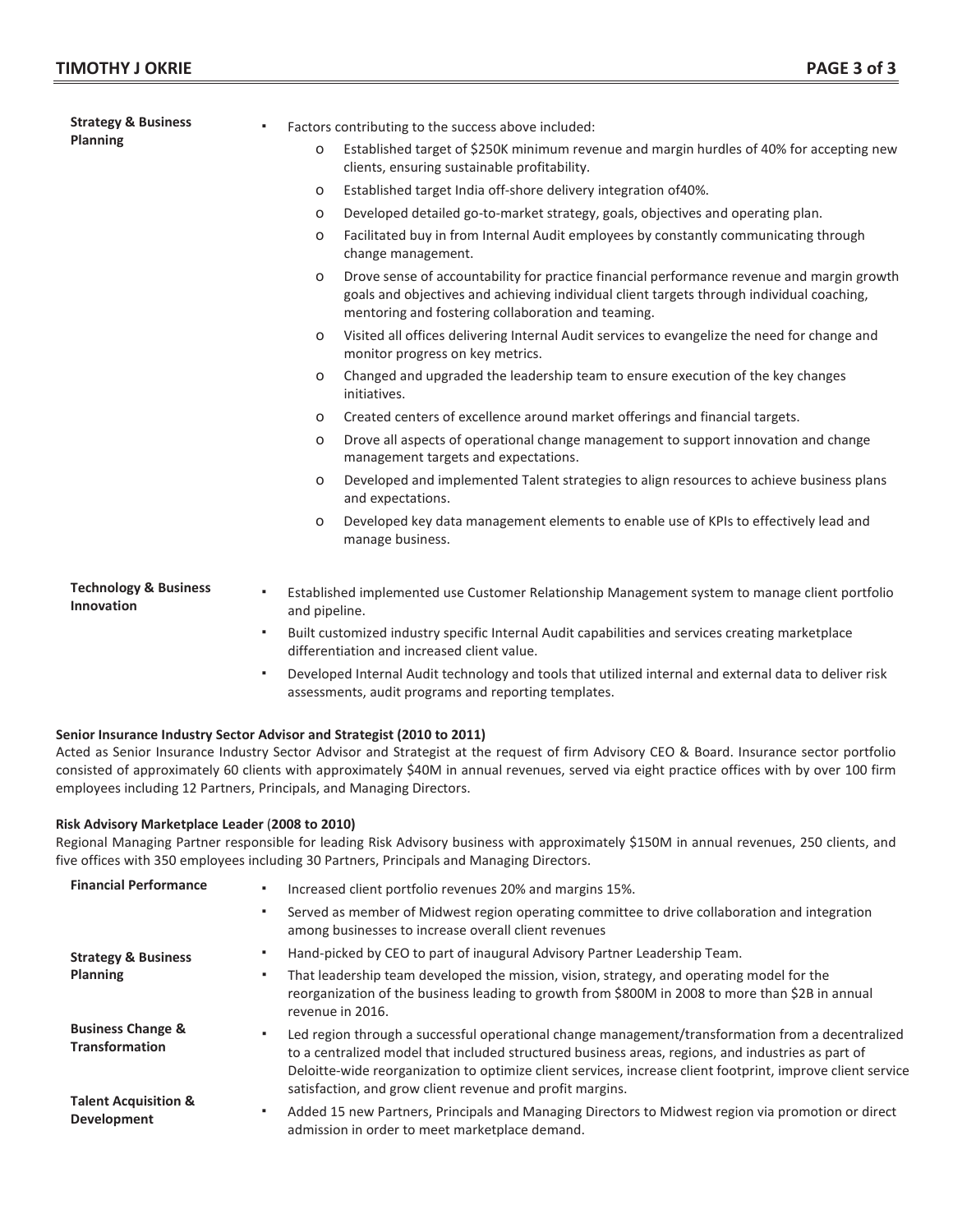**Strategy & Business Planning**

- Factors contributing to the success above included:
  - Established target of $250K minimum revenue and margin hurdles of 40% for accepting new clients, ensuring sustainable profitability.
  - Established target India off-shore delivery integration of40%.
  - Developed detailed go-to-market strategy, goals, objectives and operating plan.
  - Facilitated buy in from Internal Audit employees by constantly communicating through change management.
  - Drove sense of accountability for practice financial performance revenue and margin growth goals and objectives and achieving individual client targets through individual coaching, mentoring and fostering collaboration and teaming.
  - Visited all offices delivering Internal Audit services to evangelize the need for change and monitor progress on key metrics.
  - Changed and upgraded the leadership team to ensure execution of the key changes initiatives.
  - Created centers of excellence around market offerings and financial targets.
  - Drove all aspects of operational change management to support innovation and change management targets and expectations.
  - Developed and implemented Talent strategies to align resources to achieve business plans and expectations.
  - Developed key data management elements to enable use of KPIs to effectively lead and manage business.

**Technology & Business Innovation**

- Established implemented use Customer Relationship Management system to manage client portfolio and pipeline.
- Built customized industry specific Internal Audit capabilities and services creating marketplace differentiation and increased client value.
- Developed Internal Audit technology and tools that utilized internal and external data to deliver risk assessments, audit programs and reporting templates.

**Senior Insurance Industry Sector Advisor and Strategist (2010 to 2011)**

Acted as Senior Insurance Industry Sector Advisor and Strategist at the request of firm Advisory CEO & Board. Insurance sector portfolio consisted of approximately 60 clients with approximately $40M in annual revenues, served via eight practice offices with by over 100 firm employees including 12 Partners, Principals, and Managing Directors.

**Risk Advisory Marketplace Leader (2008 to 2010)**

Regional Managing Partner responsible for leading Risk Advisory business with approximately $150M in annual revenues, 250 clients, and five offices with 350 employees including 30 Partners, Principals and Managing Directors.

**Financial Performance**

- Increased client portfolio revenues 20% and margins 15%.
- Served as member of Midwest region operating committee to drive collaboration and integration among businesses to increase overall client revenues

**Strategy & Business Planning**

- Hand-picked by CEO to part of inaugural Advisory Partner Leadership Team.
- That leadership team developed the mission, vision, strategy, and operating model for the reorganization of the business leading to growth from $800M in 2008 to more than $2B in annual revenue in 2016.

**Business Change & Transformation**

- Led region through a successful operational change management/transformation from a decentralized to a centralized model that included structured business areas, regions, and industries as part of Deloitte-wide reorganization to optimize client services, increase client footprint, improve client service satisfaction, and grow client revenue and profit margins.

**Talent Acquisition & Development**

- Added 15 new Partners, Principals and Managing Directors to Midwest region via promotion or direct admission in order to meet marketplace demand.